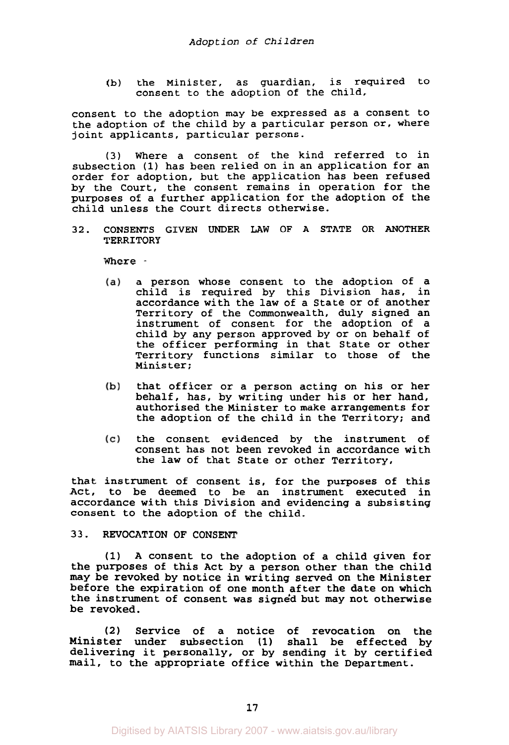(b) the Minister, as guardian, is required to consent to the adoption of the child,

consent to the adoption may be expressed as a consent to the adoption of the child by a particular person or, where joint applicants, particular persons.

(3) Where a consent of the kind referred to in subsection (1) has been relied on in an application for an order for adoption, but the application has been refused by the Court, the consent remains in operation for the purposes of a further application for the adoption of the child unless the Court directs otherwise.

## 32. CONSENTS GIVEN UNDER LAW OF A STATE OR ANOTHER TERRITORY

Where -

(a) a person whose consent to the adoption of a child is required by this Division has, in accordance with the law of a State or of another Territory of the Commonwealth, duly signed an instrument of consent for the adoption of a child by any person approved by or on behalf of the officer performing in that State or other Territory functions similar to those of the Minister;

(b) that officer or a person acting on his or her behalf, has, by writing under his or her hand, authorised the Minister to make arrangements for the adoption of the child in the Territory; and

(c) the consent evidenced by the instrument of consent has not been revoked in accordance with the law of that State or other Territory,

that instrument of consent is, for the purposes of this Act, to be deemed to be an instrument executed in accordance with this Division and evidencing a subsisting consent to the adoption of the child.

## 33. REVOCATION OF CONSENT

(1) A consent to the adoption of a child given for the purposes of this Act by a person other than the child may be revoked by notice in writing served on the Minister before the expiration of one month after the date on which the instrument of consent was signed but may not otherwise be revoked.

(2) Service of a notice of revocation on the Minister under subsection (1) shall be effected by delivering it personally, or by sending it by certified mail, to the appropriate office within the Department.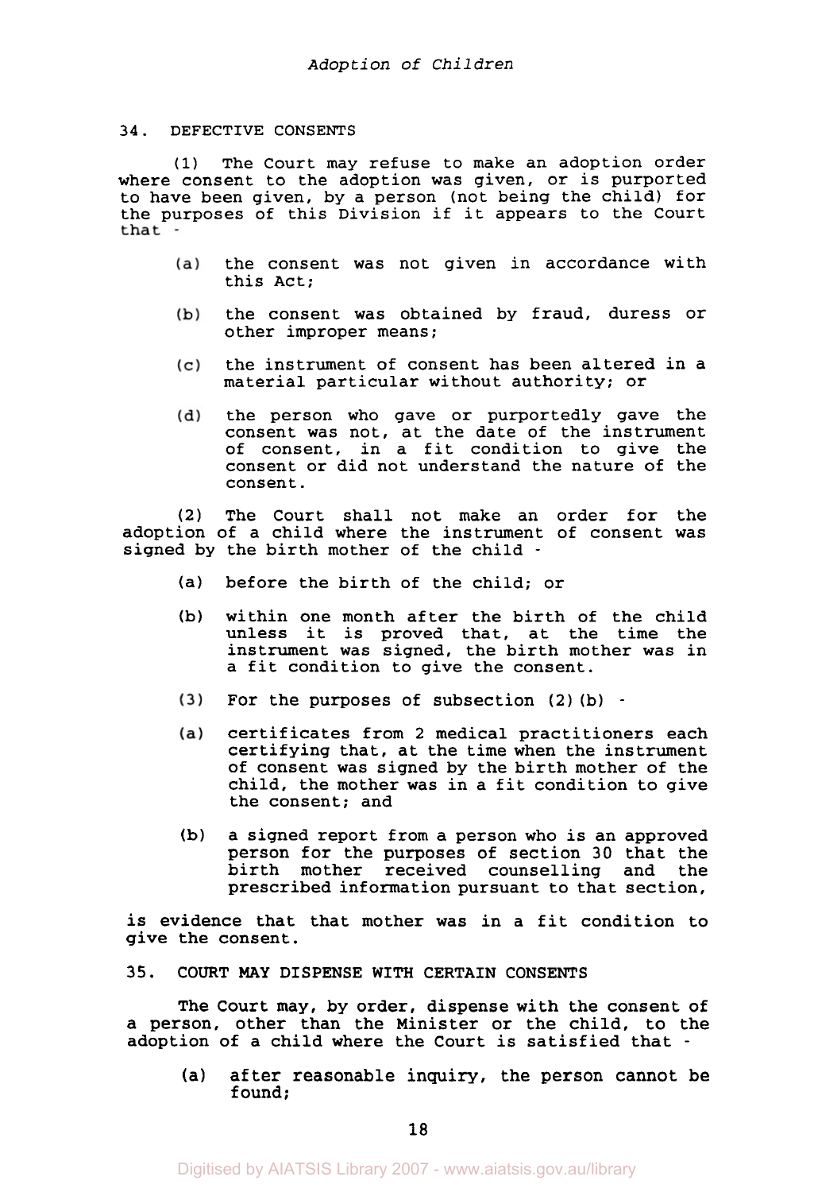## 34. DEFECTIVE CONSENTS

(1) The Court may refuse to make an adoption order where consent to the adoption was given, or is purported to have been given, by a person (not being the child) for the purposes of this Division if it appears to the Court that -

- (a) the consent was not given in accordance with this Act;
- (b) the consent was obtained by fraud, duress or other improper means;
- (c) the instrument of consent has been altered in a material particular without authority; or
- (d) the person who gave or purportedly gave the consent was not, at the date of the instrument of consent, in a fit condition to give the consent or did not understand the nature of the consent.

(2) The Court shall not make an order for the adoption of a child where the instrument of consent was signed by the birth mother of the child -

- (a) before the birth of the child; or
- (b) within one month after the birth of the child unless it is proved that, at the time the instrument was signed, the birth mother was in a fit condition to give the consent.

(3) For the purposes of subsection (2)(b) -

- (a) certificates from 2 medical practitioners each certifying that, at the time when the instrument of consent was signed by the birth mother of the child, the mother was in a fit condition to give the consent; and
- (b) a signed report from a person who is an approved person for the purposes of section 30 that the birth mother received counselling and the prescribed information pursuant to that section,

is evidence that that mother was in a fit condition to give the consent.

## 35. COURT MAY DISPENSE WITH CERTAIN CONSENTS

The Court may, by order, dispense with the consent of a person, other than the Minister or the child, to the adoption of a child where the Court is satisfied that -

- (a) after reasonable inquiry, the person cannot be found;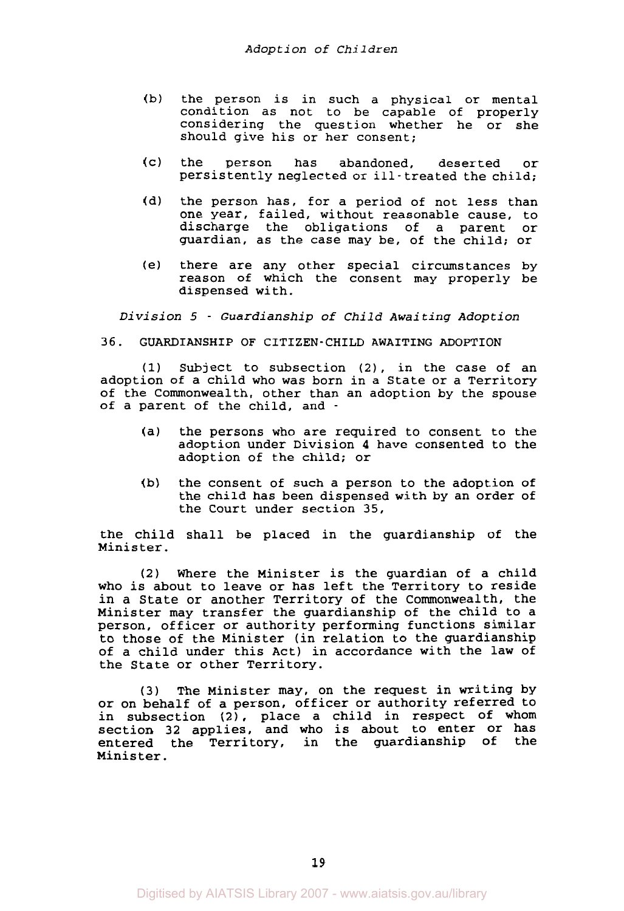(b) the person is in such a physical or mental condition as not to be capable of properly considering the question whether he or she should give his or her consent;

(c) the person has abandoned, deserted or persistently neglected or ill-treated the child;

(d) the person has, for a period of not less than one year, failed, without reasonable cause, to discharge the obligations of a parent or guardian, as the case may be, of the child; or

(e) there are any other special circumstances by reason of which the consent may properly be dispensed with.

*Division 5 - Guardianship of Child Awaiting Adoption*

36. GUARDIANSHIP OF CITIZEN-CHILD AWAITING ADOPTION

(1) Subject to subsection (2), in the case of an adoption of a child who was born in a State or a Territory of the Commonwealth, other than an adoption by the spouse of a parent of the child, and -

(a) the persons who are required to consent to the adoption under Division 4 have consented to the adoption of the child; or

(b) the consent of such a person to the adoption of the child has been dispensed with by an order of the Court under section 35,

the child shall be placed in the guardianship of the Minister.

(2) Where the Minister is the guardian of a child who is about to leave or has left the Territory to reside in a State or another Territory of the Commonwealth, the Minister may transfer the guardianship of the child to a person, officer or authority performing functions similar to those of the Minister (in relation to the guardianship of a child under this Act) in accordance with the law of the State or other Territory.

(3) The Minister may, on the request in writing by or on behalf of a person, officer or authority referred to in subsection (2), place a child in respect of whom section 32 applies, and who is about to enter or has entered the Territory, in the guardianship of the Minister.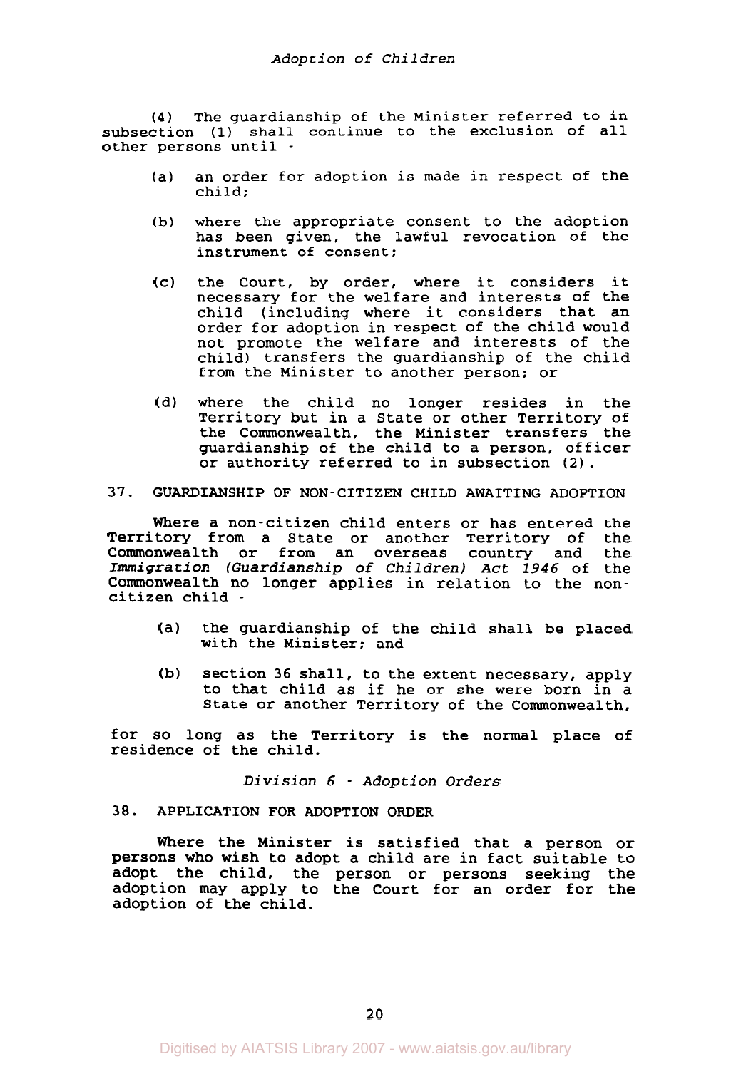(4) The guardianship of the Minister referred to in subsection (1) shall continue to the exclusion of all other persons until -

(a) an order for adoption is made in respect of the child;

(b) where the appropriate consent to the adoption has been given, the lawful revocation of the instrument of consent;

(c) the Court, by order, where it considers it necessary for the welfare and interests of the child (including where it considers that an order for adoption in respect of the child would not promote the welfare and interests of the child) transfers the guardianship of the child from the Minister to another person; or

(d) where the child no longer resides in the Territory but in a State or other Territory of the Commonwealth, the Minister transfers the guardianship of the child to a person, officer or authority referred to in subsection (2).

### 37. GUARDIANSHIP OF NON-CITIZEN CHILD AWAITING ADOPTION

Where a non-citizen child enters or has entered the Territory from a State or another Territory of the Commonwealth or from an overseas country and the *Immigration (Guardianship of Children) Act 1946* of the Commonwealth no longer applies in relation to the non-citizen child -

(a) the guardianship of the child shall be placed with the Minister; and

(b) section 36 shall, to the extent necessary, apply to that child as if he or she were born in a State or another Territory of the Commonwealth,

for so long as the Territory is the normal place of residence of the child.

## *Division 6 - Adoption Orders*

### 38. APPLICATION FOR ADOPTION ORDER

Where the Minister is satisfied that a person or persons who wish to adopt a child are in fact suitable to adopt the child, the person or persons seeking the adoption may apply to the Court for an order for the adoption of the child.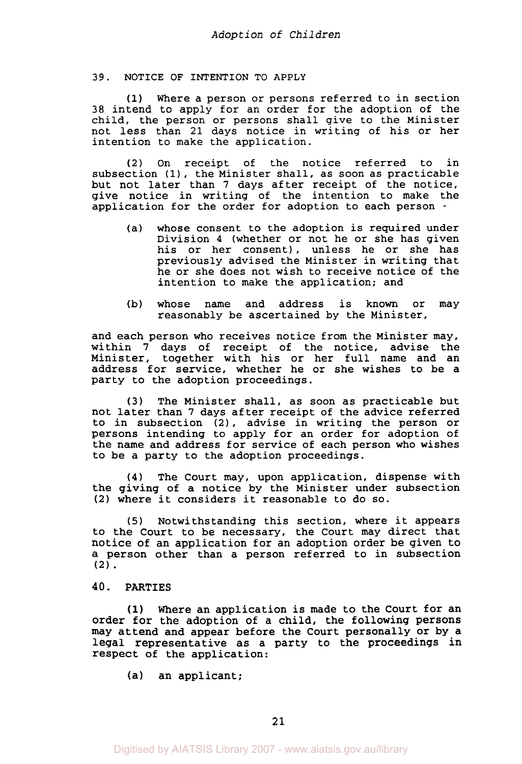## 39. NOTICE OF INTENTION TO APPLY

(1) Where a person or persons referred to in section 38 intend to apply for an order for the adoption of the child, the person or persons shall give to the Minister not less than 21 days notice in writing of his or her intention to make the application.

(2) On receipt of the notice referred to in subsection (1), the Minister shall, as soon as practicable but not later than 7 days after receipt of the notice, give notice in writing of the intention to make the application for the order for adoption to each person -

(a) whose consent to the adoption is required under Division 4 (whether or not he or she has given his or her consent), unless he or she has previously advised the Minister in writing that he or she does not wish to receive notice of the intention to make the application; and

(b) whose name and address is known or may reasonably be ascertained by the Minister,

and each person who receives notice from the Minister may, within 7 days of receipt of the notice, advise the Minister, together with his or her full name and an address for service, whether he or she wishes to be a party to the adoption proceedings.

(3) The Minister shall, as soon as practicable but not later than 7 days after receipt of the advice referred to in subsection (2), advise in writing the person or persons intending to apply for an order for adoption of the name and address for service of each person who wishes to be a party to the adoption proceedings.

(4) The Court may, upon application, dispense with the giving of a notice by the Minister under subsection (2) where it considers it reasonable to do so.

(5) Notwithstanding this section, where it appears to the Court to be necessary, the Court may direct that notice of an application for an adoption order be given to a person other than a person referred to in subsection (2).

## 40. PARTIES

(1) Where an application is made to the Court for an order for the adoption of a child, the following persons may attend and appear before the Court personally or by a legal representative as a party to the proceedings in respect of the application:

(a) an applicant;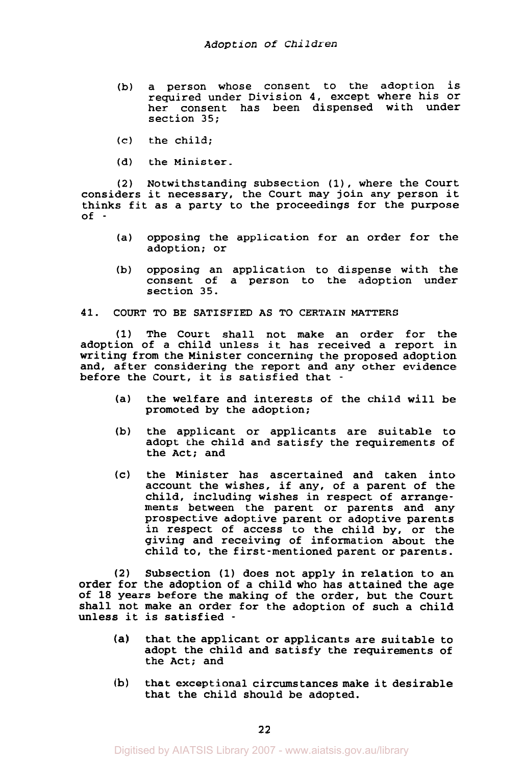(b) a person whose consent to the adoption is required under Division 4, except where his or her consent has been dispensed with under section 35;

(c) the child;

(d) the Minister.

(2) Notwithstanding subsection (1), where the Court considers it necessary, the Court may join any person it thinks fit as a party to the proceedings for the purpose of -

(a) opposing the application for an order for the adoption; or

(b) opposing an application to dispense with the consent of a person to the adoption under section 35.

## 41. COURT TO BE SATISFIED AS TO CERTAIN MATTERS

(1) The Court shall not make an order for the adoption of a child unless it has received a report in writing from the Minister concerning the proposed adoption and, after considering the report and any other evidence before the Court, it is satisfied that -

(a) the welfare and interests of the child will be promoted by the adoption;

(b) the applicant or applicants are suitable to adopt the child and satisfy the requirements of the Act; and

(c) the Minister has ascertained and taken into account the wishes, if any, of a parent of the child, including wishes in respect of arrangements between the parent or parents and any prospective adoptive parent or adoptive parents in respect of access to the child by, or the giving and receiving of information about the child to, the first-mentioned parent or parents.

(2) Subsection (1) does not apply in relation to an order for the adoption of a child who has attained the age of 18 years before the making of the order, but the Court shall not make an order for the adoption of such a child unless it is satisfied -

(a) that the applicant or applicants are suitable to adopt the child and satisfy the requirements of the Act; and

(b) that exceptional circumstances make it desirable that the child should be adopted.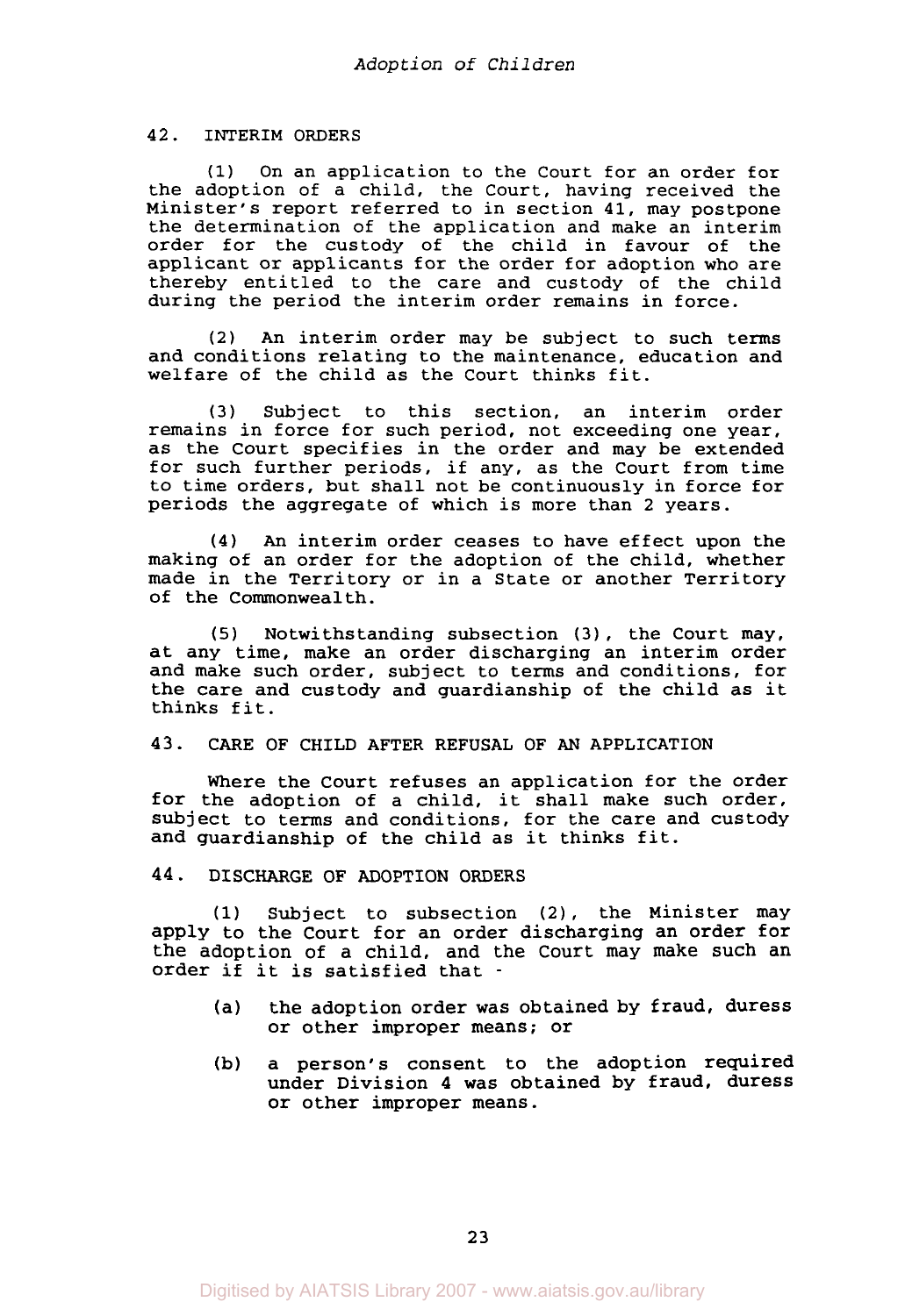## 42. INTERIM ORDERS

(1) On an application to the Court for an order for the adoption of a child, the Court, having received the Minister's report referred to in section 41, may postpone the determination of the application and make an interim order for the custody of the child in favour of the applicant or applicants for the order for adoption who are thereby entitled to the care and custody of the child during the period the interim order remains in force.

(2) An interim order may be subject to such terms and conditions relating to the maintenance, education and welfare of the child as the Court thinks fit.

(3) Subject to this section, an interim order remains in force for such period, not exceeding one year, as the Court specifies in the order and may be extended for such further periods, if any, as the Court from time to time orders, but shall not be continuously in force for periods the aggregate of which is more than 2 years.

(4) An interim order ceases to have effect upon the making of an order for the adoption of the child, whether made in the Territory or in a State or another Territory of the Commonwealth.

(5) Notwithstanding subsection (3), the Court may, at any time, make an order discharging an interim order and make such order, subject to terms and conditions, for the care and custody and guardianship of the child as it thinks fit.

## 43. CARE OF CHILD AFTER REFUSAL OF AN APPLICATION

Where the Court refuses an application for the order for the adoption of a child, it shall make such order, subject to terms and conditions, for the care and custody and guardianship of the child as it thinks fit.

## 44. DISCHARGE OF ADOPTION ORDERS

(1) Subject to subsection (2), the Minister may apply to the Court for an order discharging an order for the adoption of a child, and the Court may make such an order if it is satisfied that -

(a) the adoption order was obtained by fraud, duress or other improper means; or

(b) a person's consent to the adoption required under Division 4 was obtained by fraud, duress or other improper means.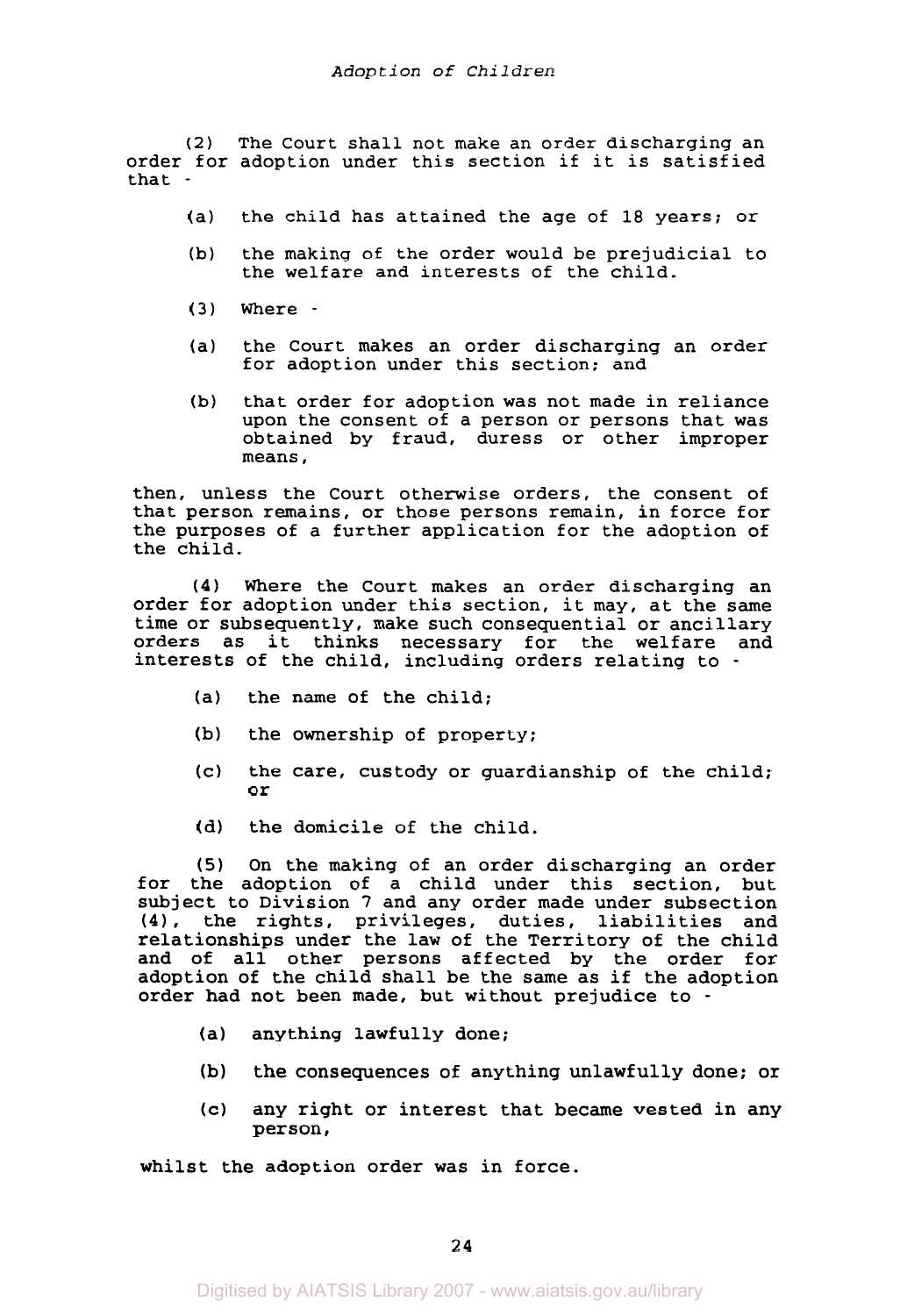(2) The Court shall not make an order discharging an order for adoption under this section if it is satisfied that -

(a) the child has attained the age of 18 years; or

(b) the making of the order would be prejudicial to the welfare and interests of the child.

(3) Where -

(a) the Court makes an order discharging an order for adoption under this section; and

(b) that order for adoption was not made in reliance upon the consent of a person or persons that was obtained by fraud, duress or other improper means,

then, unless the Court otherwise orders, the consent of that person remains, or those persons remain, in force for the purposes of a further application for the adoption of the child.

(4) Where the Court makes an order discharging an order for adoption under this section, it may, at the same time or subsequently, make such consequential or ancillary orders as it thinks necessary for the welfare and interests of the child, including orders relating to -

(a) the name of the child;

(b) the ownership of property;

(c) the care, custody or guardianship of the child; or

(d) the domicile of the child.

(5) On the making of an order discharging an order for the adoption of a child under this section, but subject to Division 7 and any order made under subsection (4), the rights, privileges, duties, liabilities and relationships under the law of the Territory of the child and of all other persons affected by the order for adoption of the child shall be the same as if the adoption order had not been made, but without prejudice to -

(a) anything lawfully done;

(b) the consequences of anything unlawfully done; or

(c) any right or interest that became vested in any person,

whilst the adoption order was in force.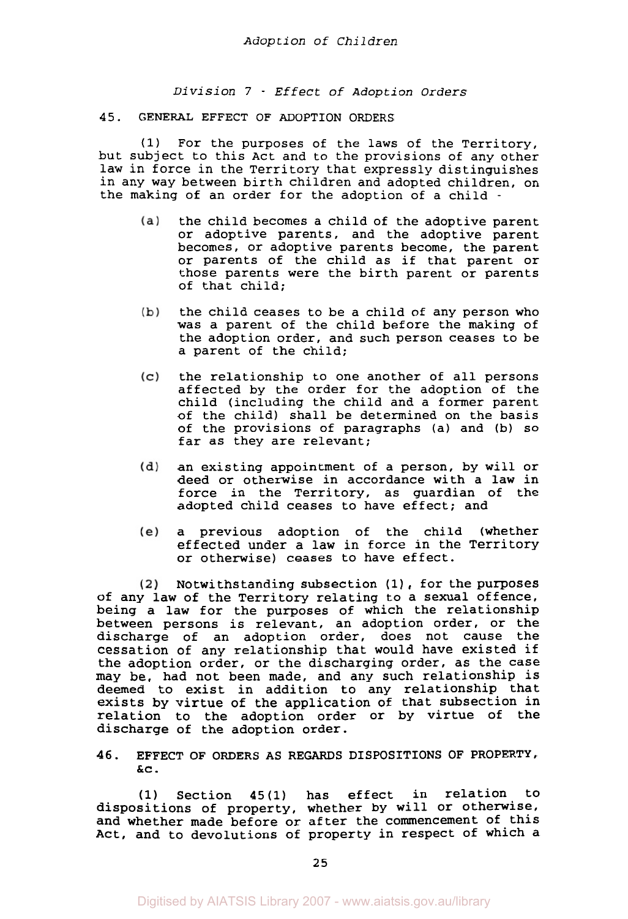## *Division 7 - Effect of Adoption Orders*

### 45. GENERAL EFFECT OF ADOPTION ORDERS

(1) For the purposes of the laws of the Territory, but subject to this Act and to the provisions of any other law in force in the Territory that expressly distinguishes in any way between birth children and adopted children, on the making of an order for the adoption of a child -

(a) the child becomes a child of the adoptive parent or adoptive parents, and the adoptive parent becomes, or adoptive parents become, the parent or parents of the child as if that parent or those parents were the birth parent or parents of that child;

(b) the child ceases to be a child of any person who was a parent of the child before the making of the adoption order, and such person ceases to be a parent of the child;

(c) the relationship to one another of all persons affected by the order for the adoption of the child (including the child and a former parent of the child) shall be determined on the basis of the provisions of paragraphs (a) and (b) so far as they are relevant;

(d) an existing appointment of a person, by will or deed or otherwise in accordance with a law in force in the Territory, as guardian of the adopted child ceases to have effect; and

(e) a previous adoption of the child (whether effected under a law in force in the Territory or otherwise) ceases to have effect.

(2) Notwithstanding subsection (1), for the purposes of any law of the Territory relating to a sexual offence, being a law for the purposes of which the relationship between persons is relevant, an adoption order, or the discharge of an adoption order, does not cause the cessation of any relationship that would have existed if the adoption order, or the discharging order, as the case may be, had not been made, and any such relationship is deemed to exist in addition to any relationship that exists by virtue of the application of that subsection in relation to the adoption order or by virtue of the discharge of the adoption order.

### 46. EFFECT OF ORDERS AS REGARDS DISPOSITIONS OF PROPERTY, &c.

(1) Section 45(1) has effect in relation to dispositions of property, whether by will or otherwise, and whether made before or after the commencement of this Act, and to devolutions of property in respect of which a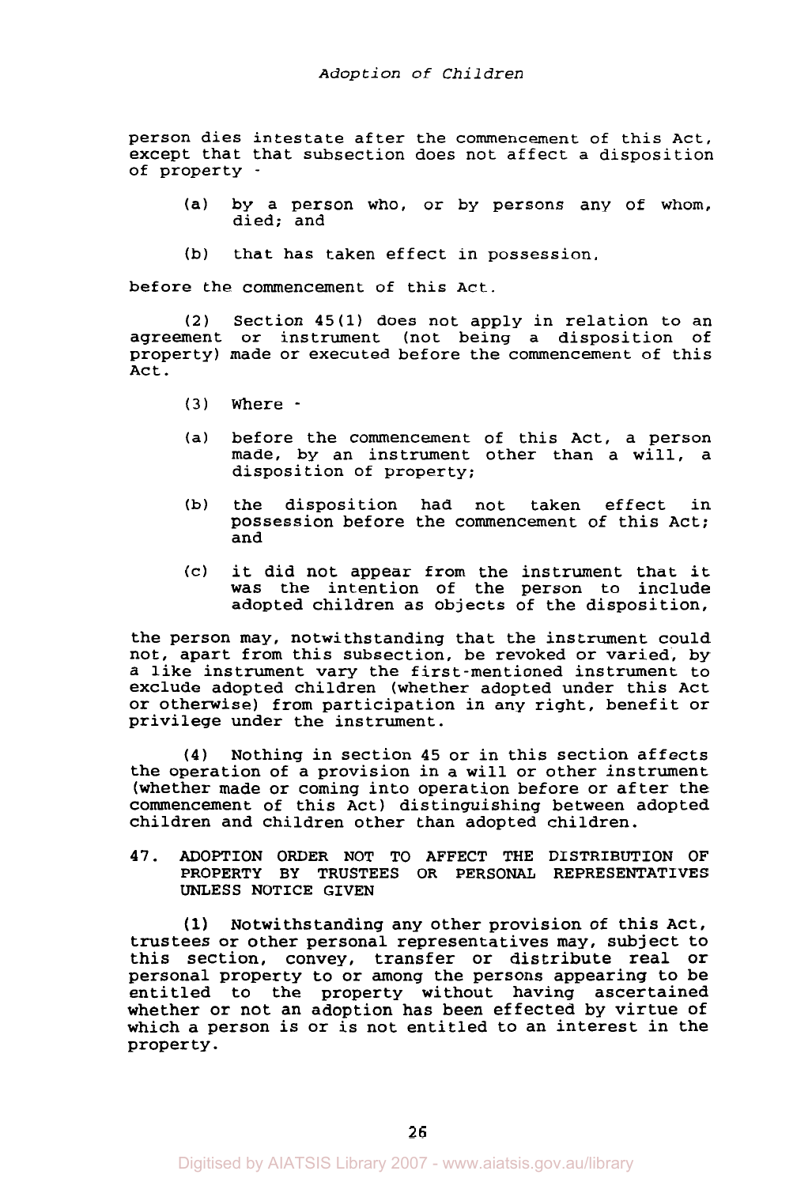person dies intestate after the commencement of this Act, except that that subsection does not affect a disposition of property -

(a) by a person who, or by persons any of whom, died; and

(b) that has taken effect in possession,

before the commencement of this Act.

(2) Section 45(1) does not apply in relation to an agreement or instrument (not being a disposition of property) made or executed before the commencement of this Act.

(3) Where -

(a) before the commencement of this Act, a person made, by an instrument other than a will, a disposition of property;

(b) the disposition had not taken effect in possession before the commencement of this Act; and

(c) it did not appear from the instrument that it was the intention of the person to include adopted children as objects of the disposition,

the person may, notwithstanding that the instrument could not, apart from this subsection, be revoked or varied, by a like instrument vary the first-mentioned instrument to exclude adopted children (whether adopted under this Act or otherwise) from participation in any right, benefit or privilege under the instrument.

(4) Nothing in section 45 or in this section affects the operation of a provision in a will or other instrument (whether made or coming into operation before or after the commencement of this Act) distinguishing between adopted children and children other than adopted children.

**47. ADOPTION ORDER NOT TO AFFECT THE DISTRIBUTION OF PROPERTY BY TRUSTEES OR PERSONAL REPRESENTATIVES UNLESS NOTICE GIVEN**

(1) Notwithstanding any other provision of this Act, trustees or other personal representatives may, subject to this section, convey, transfer or distribute real or personal property to or among the persons appearing to be entitled to the property without having ascertained whether or not an adoption has been effected by virtue of which a person is or is not entitled to an interest in the property.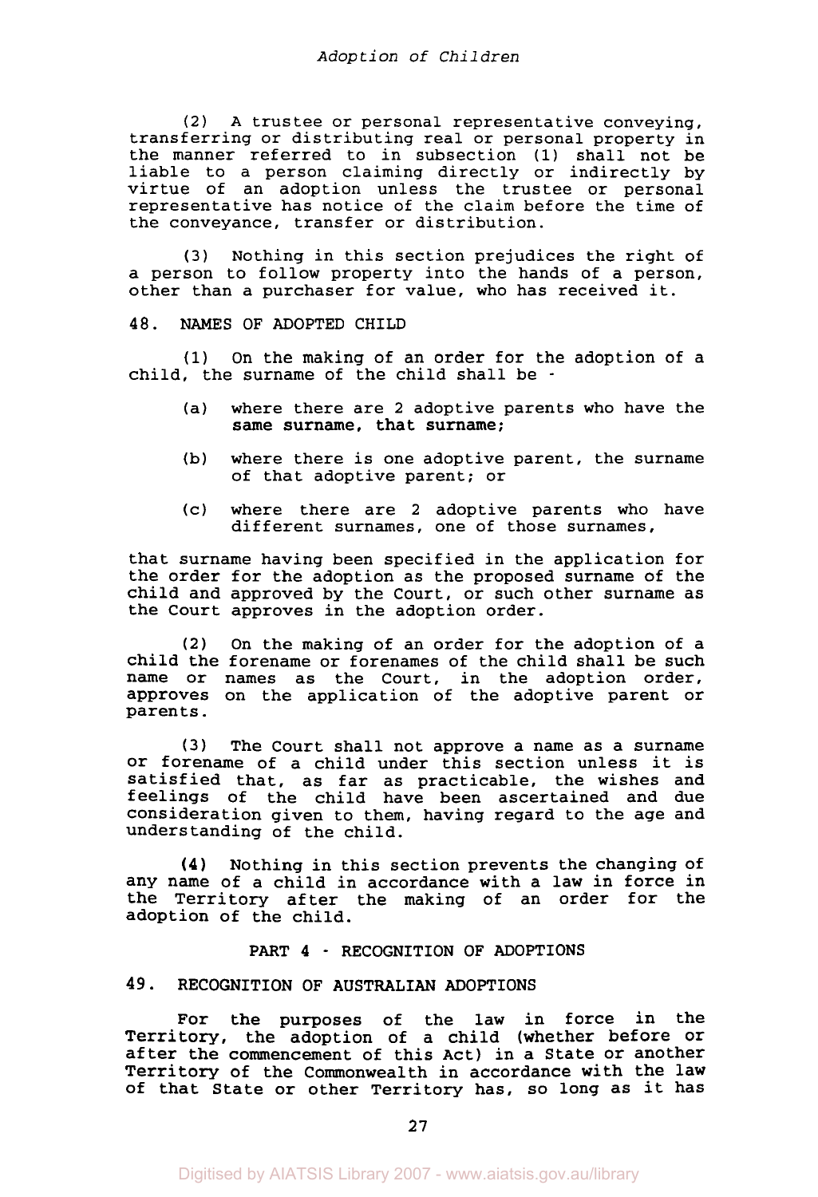(2) A trustee or personal representative conveying, transferring or distributing real or personal property in the manner referred to in subsection (1) shall not be liable to a person claiming directly or indirectly by virtue of an adoption unless the trustee or personal representative has notice of the claim before the time of the conveyance, transfer or distribution.

(3) Nothing in this section prejudices the right of a person to follow property into the hands of a person, other than a purchaser for value, who has received it.

### 48. NAMES OF ADOPTED CHILD

(1) On the making of an order for the adoption of a child, the surname of the child shall be -

- (a) where there are 2 adoptive parents who have the same surname, that surname;
- (b) where there is one adoptive parent, the surname of that adoptive parent; or
- (c) where there are 2 adoptive parents who have different surnames, one of those surnames,

that surname having been specified in the application for the order for the adoption as the proposed surname of the child and approved by the Court, or such other surname as the Court approves in the adoption order.

(2) On the making of an order for the adoption of a child the forename or forenames of the child shall be such name or names as the Court, in the adoption order, approves on the application of the adoptive parent or parents.

(3) The Court shall not approve a name as a surname or forename of a child under this section unless it is satisfied that, as far as practicable, the wishes and feelings of the child have been ascertained and due consideration given to them, having regard to the age and understanding of the child.

(4) Nothing in this section prevents the changing of any name of a child in accordance with a law in force in the Territory after the making of an order for the adoption of the child.

## PART 4 - RECOGNITION OF ADOPTIONS

### 49. RECOGNITION OF AUSTRALIAN ADOPTIONS

For the purposes of the law in force in the Territory, the adoption of a child (whether before or after the commencement of this Act) in a State or another Territory of the Commonwealth in accordance with the law of that State or other Territory has, so long as it has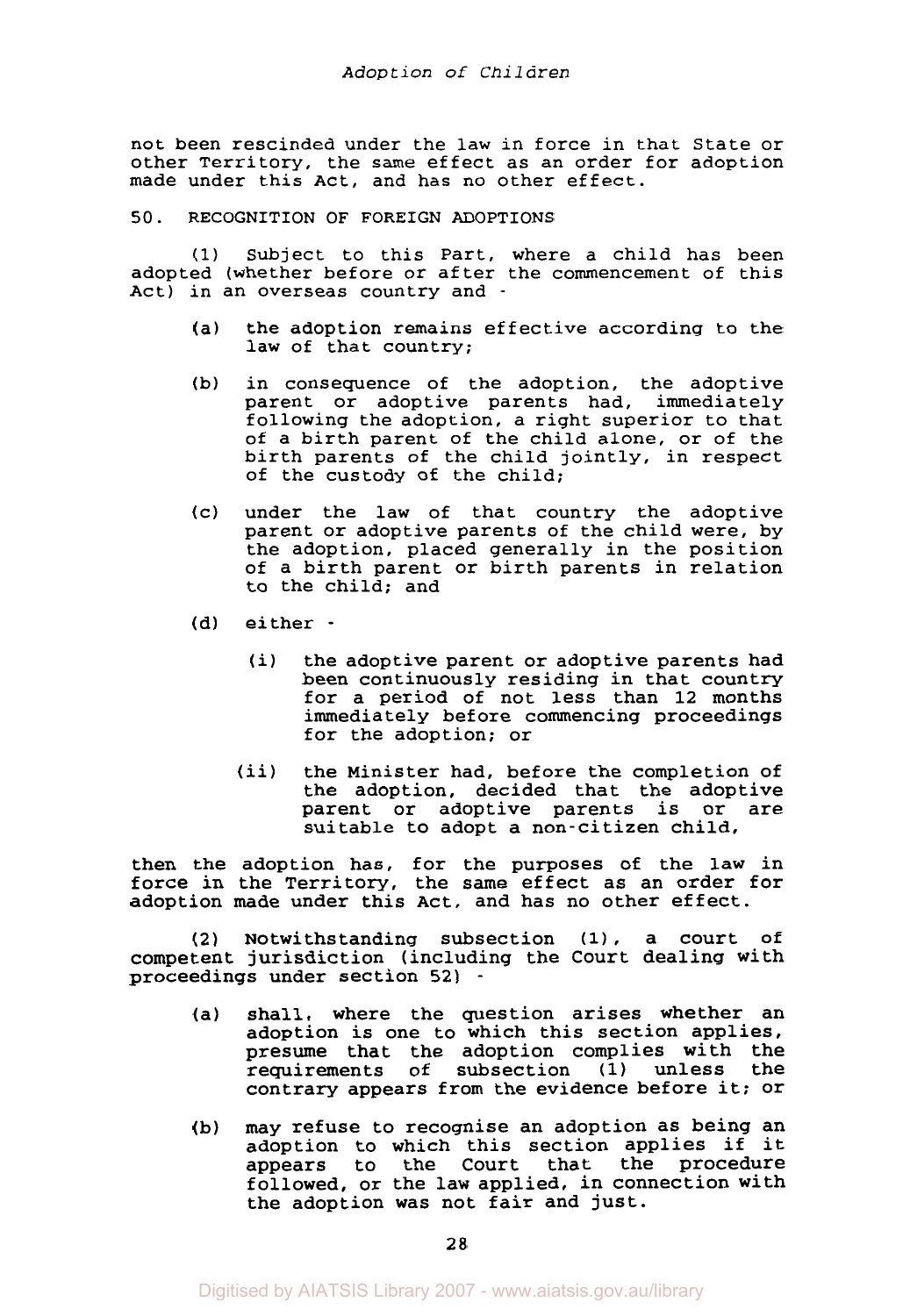not been rescinded under the law in force in that State or other Territory, the same effect as an order for adoption made under this Act, and has no other effect.

## 50. RECOGNITION OF FOREIGN ADOPTIONS

(1) Subject to this Part, where a child has been adopted (whether before or after the commencement of this Act) in an overseas country and -

(a) the adoption remains effective according to the law of that country;

(b) in consequence of the adoption, the adoptive parent or adoptive parents had, immediately following the adoption, a right superior to that of a birth parent of the child alone, or of the birth parents of the child jointly, in respect of the custody of the child;

(c) under the law of that country the adoptive parent or adoptive parents of the child were, by the adoption, placed generally in the position of a birth parent or birth parents in relation to the child; and

(d) either -

(i) the adoptive parent or adoptive parents had been continuously residing in that country for a period of not less than 12 months immediately before commencing proceedings for the adoption; or

(ii) the Minister had, before the completion of the adoption, decided that the adoptive parent or adoptive parents is or are suitable to adopt a non-citizen child,

then the adoption has, for the purposes of the law in force in the Territory, the same effect as an order for adoption made under this Act, and has no other effect.

(2) Notwithstanding subsection (1), a court of competent jurisdiction (including the Court dealing with proceedings under section 52) -

(a) shall, where the question arises whether an adoption is one to which this section applies, presume that the adoption complies with the requirements of subsection (1) unless the contrary appears from the evidence before it; or

(b) may refuse to recognise an adoption as being an adoption to which this section applies if it appears to the Court that the procedure followed, or the law applied, in connection with the adoption was not fair and just.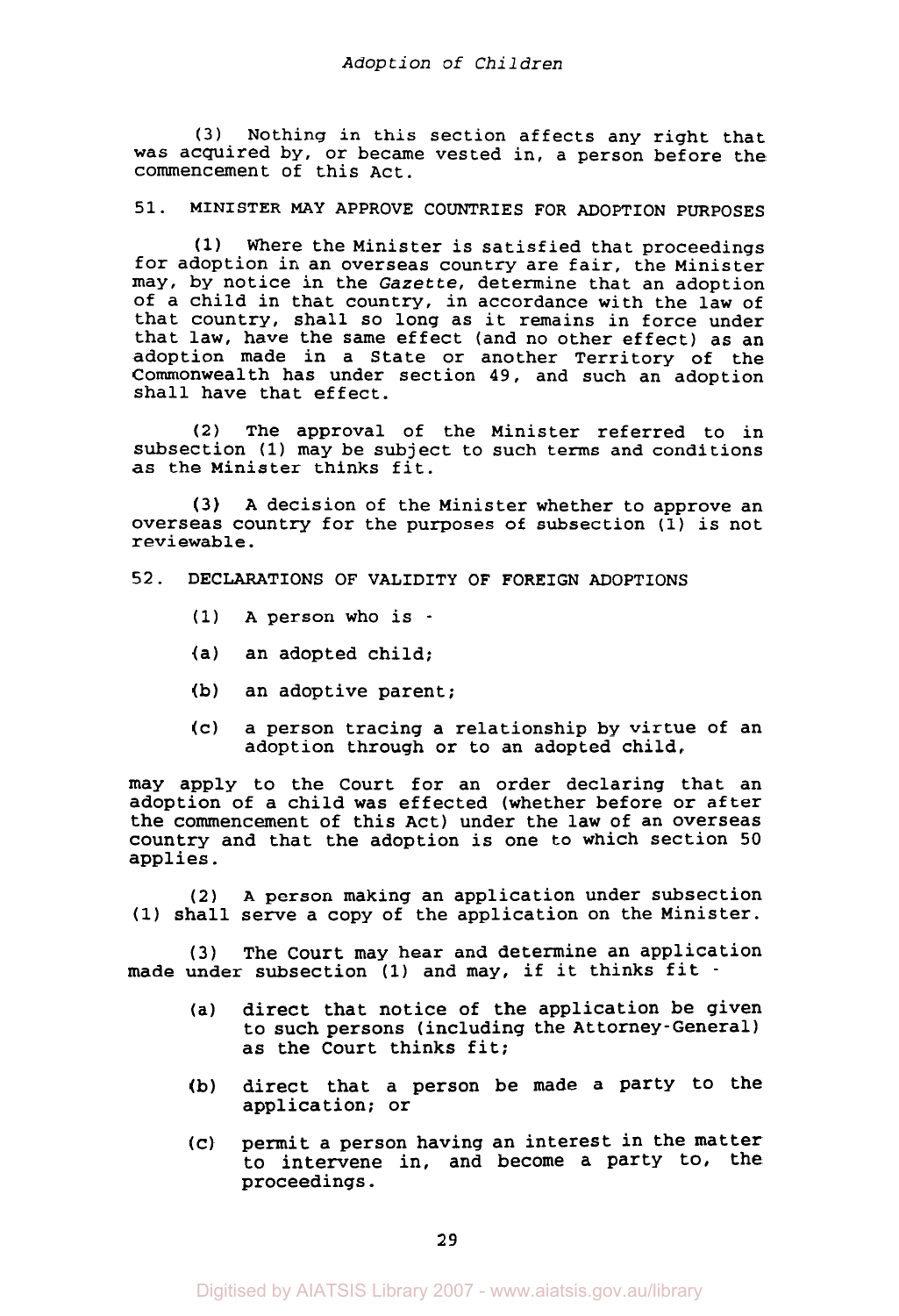(3) Nothing in this section affects any right that was acquired by, or became vested in, a person before the commencement of this Act.

## 51. MINISTER MAY APPROVE COUNTRIES FOR ADOPTION PURPOSES

(1) Where the Minister is satisfied that proceedings for adoption in an overseas country are fair, the Minister may, by notice in the *Gazette*, determine that an adoption of a child in that country, in accordance with the law of that country, shall so long as it remains in force under that law, have the same effect (and no other effect) as an adoption made in a State or another Territory of the Commonwealth has under section 49, and such an adoption shall have that effect.

(2) The approval of the Minister referred to in subsection (1) may be subject to such terms and conditions as the Minister thinks fit.

(3) A decision of the Minister whether to approve an overseas country for the purposes of subsection (1) is not reviewable.

## 52. DECLARATIONS OF VALIDITY OF FOREIGN ADOPTIONS

(1) A person who is -

(a) an adopted child;

(b) an adoptive parent;

(c) a person tracing a relationship by virtue of an adoption through or to an adopted child,

may apply to the Court for an order declaring that an adoption of a child was effected (whether before or after the commencement of this Act) under the law of an overseas country and that the adoption is one to which section 50 applies.

(2) A person making an application under subsection (1) shall serve a copy of the application on the Minister.

(3) The Court may hear and determine an application made under subsection (1) and may, if it thinks fit -

(a) direct that notice of the application be given to such persons (including the Attorney-General) as the Court thinks fit;

(b) direct that a person be made a party to the application; or

(c) permit a person having an interest in the matter to intervene in, and become a party to, the proceedings.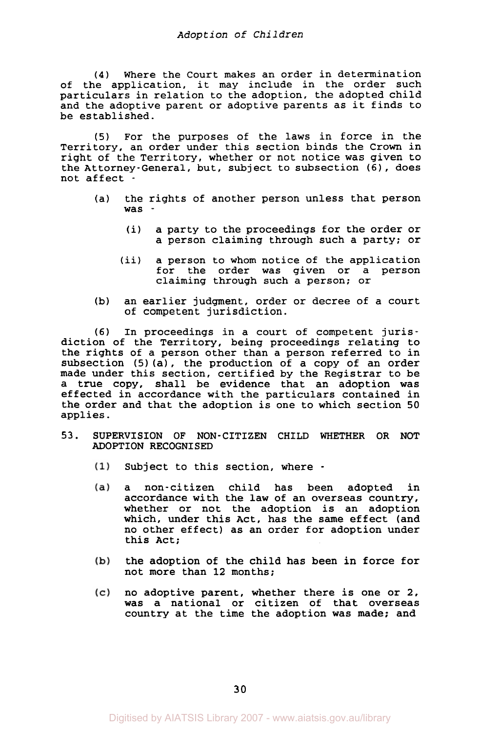(4) Where the Court makes an order in determination of the application, it may include in the order such particulars in relation to the adoption, the adopted child and the adoptive parent or adoptive parents as it finds to be established.

(5) For the purposes of the laws in force in the Territory, an order under this section binds the Crown in right of the Territory, whether or not notice was given to the Attorney-General, but, subject to subsection (6), does not affect -

- (a) the rights of another person unless that person was -
  - (i) a party to the proceedings for the order or a person claiming through such a party; or
  - (ii) a person to whom notice of the application for the order was given or a person claiming through such a person; or
- (b) an earlier judgment, order or decree of a court of competent jurisdiction.

(6) In proceedings in a court of competent jurisdiction of the Territory, being proceedings relating to the rights of a person other than a person referred to in subsection (5)(a), the production of a copy of an order made under this section, certified by the Registrar to be a true copy, shall be evidence that an adoption was effected in accordance with the particulars contained in the order and that the adoption is one to which section 50 applies.

## 53. SUPERVISION OF NON-CITIZEN CHILD WHETHER OR NOT ADOPTION RECOGNISED

(1) Subject to this section, where -

- (a) a non-citizen child has been adopted in accordance with the law of an overseas country, whether or not the adoption is an adoption which, under this Act, has the same effect (and no other effect) as an order for adoption under this Act;
- (b) the adoption of the child has been in force for not more than 12 months;
- (c) no adoptive parent, whether there is one or 2, was a national or citizen of that overseas country at the time the adoption was made; and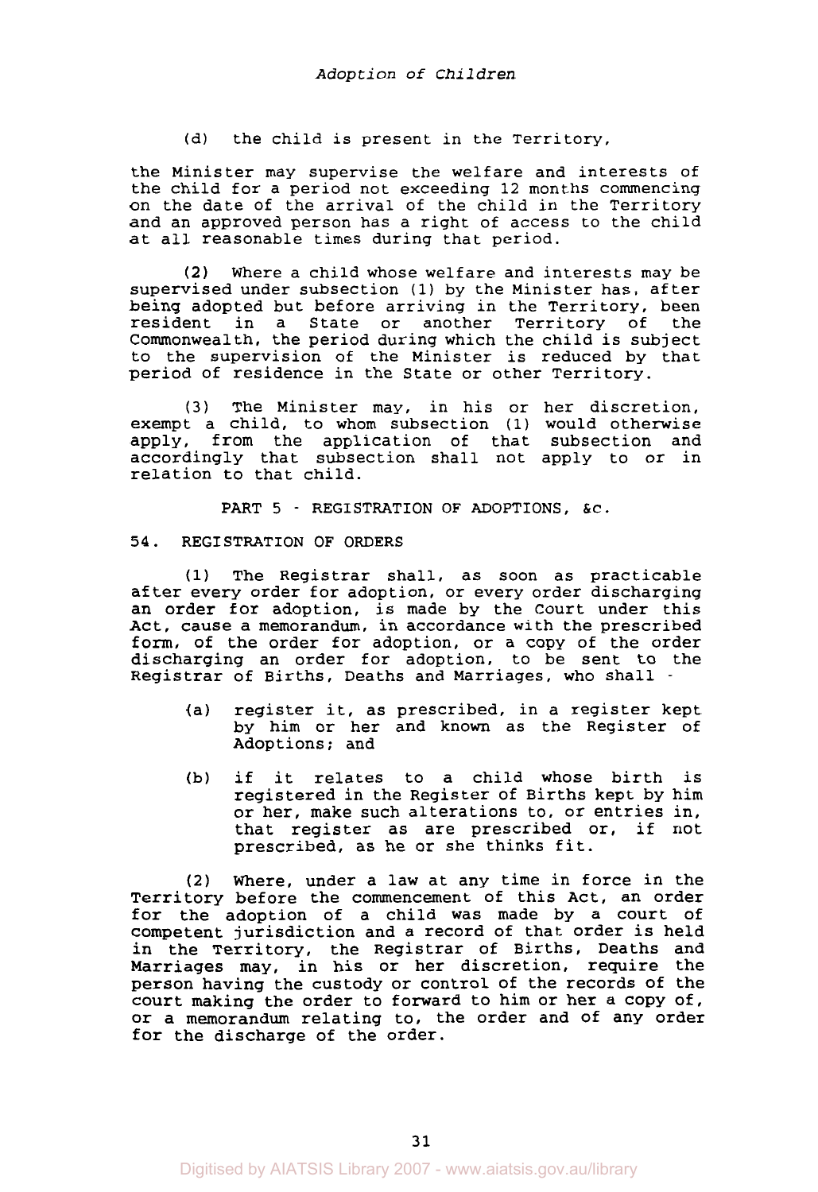(d) the child is present in the Territory,

the Minister may supervise the welfare and interests of the child for a period not exceeding 12 months commencing on the date of the arrival of the child in the Territory and an approved person has a right of access to the child at all reasonable times during that period.

(2) Where a child whose welfare and interests may be supervised under subsection (1) by the Minister has, after being adopted but before arriving in the Territory, been resident in a State or another Territory of the Commonwealth, the period during which the child is subject to the supervision of the Minister is reduced by that period of residence in the State or other Territory.

(3) The Minister may, in his or her discretion, exempt a child, to whom subsection (1) would otherwise apply, from the application of that subsection and accordingly that subsection shall not apply to or in relation to that child.

## PART 5 - REGISTRATION OF ADOPTIONS, &c.

### 54. REGISTRATION OF ORDERS

(1) The Registrar shall, as soon as practicable after every order for adoption, or every order discharging an order for adoption, is made by the Court under this Act, cause a memorandum, in accordance with the prescribed form, of the order for adoption, or a copy of the order discharging an order for adoption, to be sent to the Registrar of Births, Deaths and Marriages, who shall -

(a) register it, as prescribed, in a register kept by him or her and known as the Register of Adoptions; and

(b) if it relates to a child whose birth is registered in the Register of Births kept by him or her, make such alterations to, or entries in, that register as are prescribed or, if not prescribed, as he or she thinks fit.

(2) Where, under a law at any time in force in the Territory before the commencement of this Act, an order for the adoption of a child was made by a court of competent jurisdiction and a record of that order is held in the Territory, the Registrar of Births, Deaths and Marriages may, in his or her discretion, require the person having the custody or control of the records of the court making the order to forward to him or her a copy of, or a memorandum relating to, the order and of any order for the discharge of the order.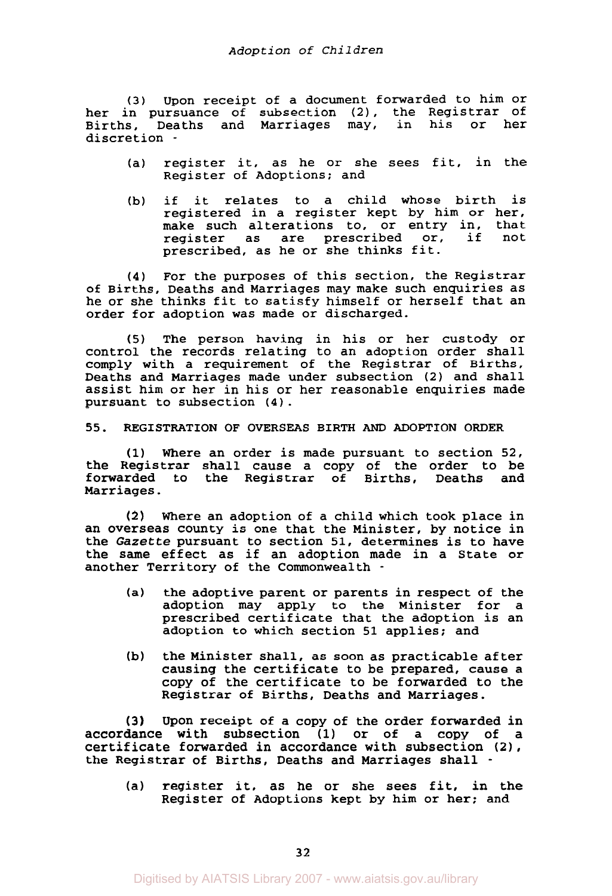(3) Upon receipt of a document forwarded to him or her in pursuance of subsection (2), the Registrar of Births, Deaths and Marriages may, in his or her discretion -

(a) register it, as he or she sees fit, in the Register of Adoptions; and

(b) if it relates to a child whose birth is registered in a register kept by him or her, make such alterations to, or entry in, that register as are prescribed or, if not prescribed, as he or she thinks fit.

(4) For the purposes of this section, the Registrar of Births, Deaths and Marriages may make such enquiries as he or she thinks fit to satisfy himself or herself that an order for adoption was made or discharged.

(5) The person having in his or her custody or control the records relating to an adoption order shall comply with a requirement of the Registrar of Births, Deaths and Marriages made under subsection (2) and shall assist him or her in his or her reasonable enquiries made pursuant to subsection (4).

## 55. REGISTRATION OF OVERSEAS BIRTH AND ADOPTION ORDER

(1) Where an order is made pursuant to section 52, the Registrar shall cause a copy of the order to be forwarded to the Registrar of Births, Deaths and Marriages.

(2) Where an adoption of a child which took place in an overseas county is one that the Minister, by notice in the *Gazette* pursuant to section 51, determines is to have the same effect as if an adoption made in a State or another Territory of the Commonwealth -

(a) the adoptive parent or parents in respect of the adoption may apply to the Minister for a prescribed certificate that the adoption is an adoption to which section 51 applies; and

(b) the Minister shall, as soon as practicable after causing the certificate to be prepared, cause a copy of the certificate to be forwarded to the Registrar of Births, Deaths and Marriages.

(3) Upon receipt of a copy of the order forwarded in accordance with subsection (1) or of a copy of a certificate forwarded in accordance with subsection (2), the Registrar of Births, Deaths and Marriages shall -

(a) register it, as he or she sees fit, in the Register of Adoptions kept by him or her; and